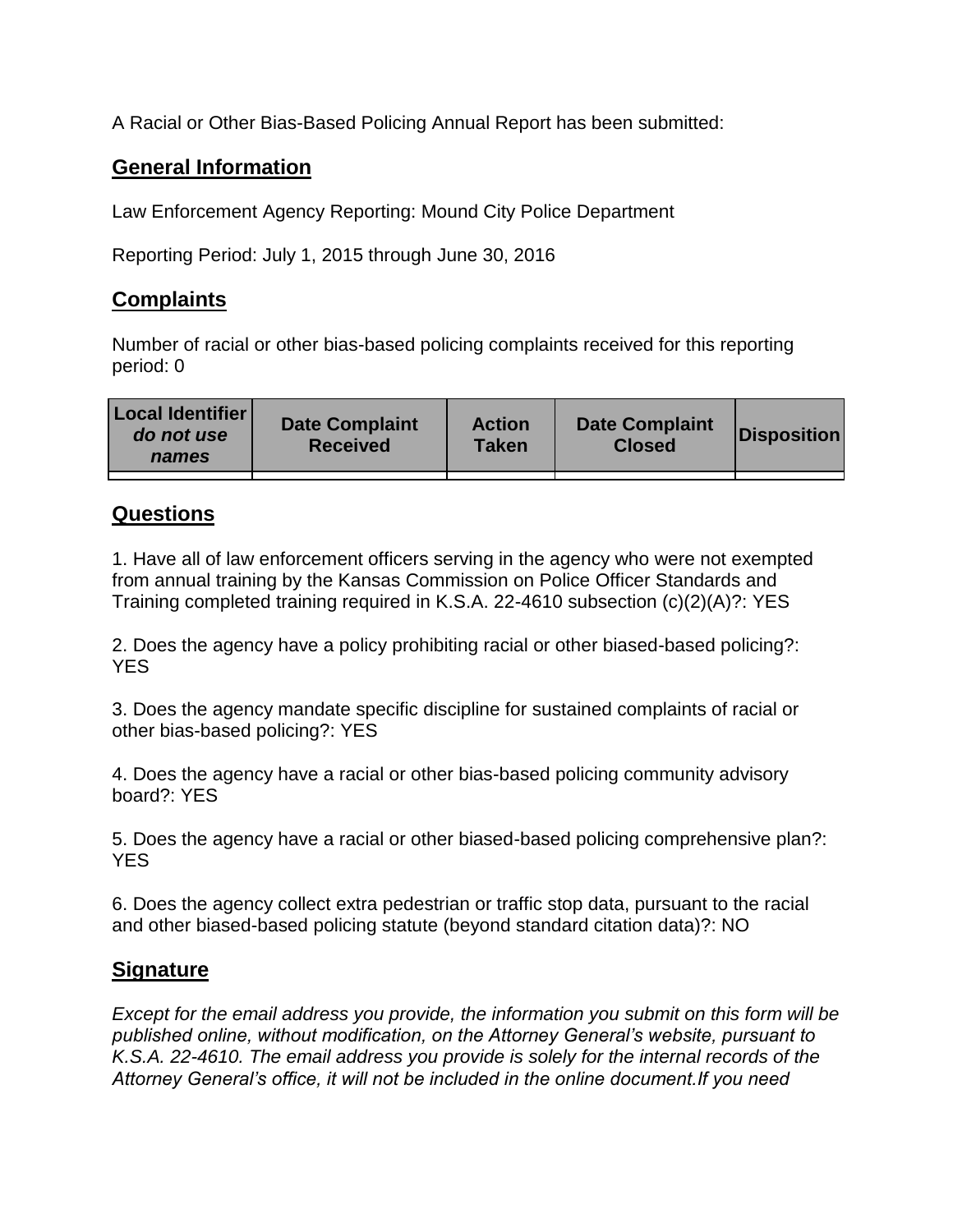A Racial or Other Bias-Based Policing Annual Report has been submitted:

## General Information

Law Enforcement Agency Reporting: Mound City Police Department

Reporting Period: July 1, 2015 through June 30, 2016

## Complaints

Number of racial or other bias-based policing complaints received for this reporting period: 0

| **Local Identifier** ***do not use names*** | **Date Complaint Received** | **Action Taken** | **Date Complaint Closed** | **Disposition** |
|---|---|---|---|---|
| | | | | |

## Questions

1. Have all of law enforcement officers serving in the agency who were not exempted from annual training by the Kansas Commission on Police Officer Standards and Training completed training required in K.S.A. 22-4610 subsection (c)(2)(A)?: YES

2. Does the agency have a policy prohibiting racial or other biased-based policing?: YES

3. Does the agency mandate specific discipline for sustained complaints of racial or other bias-based policing?: YES

4. Does the agency have a racial or other bias-based policing community advisory board?: YES

5. Does the agency have a racial or other biased-based policing comprehensive plan?: YES

6. Does the agency collect extra pedestrian or traffic stop data, pursuant to the racial and other biased-based policing statute (beyond standard citation data)?: NO

## Signature

*Except for the email address you provide, the information you submit on this form will be published online, without modification, on the Attorney General's website, pursuant to K.S.A. 22-4610. The email address you provide is solely for the internal records of the Attorney General's office, it will not be included in the online document.If you need*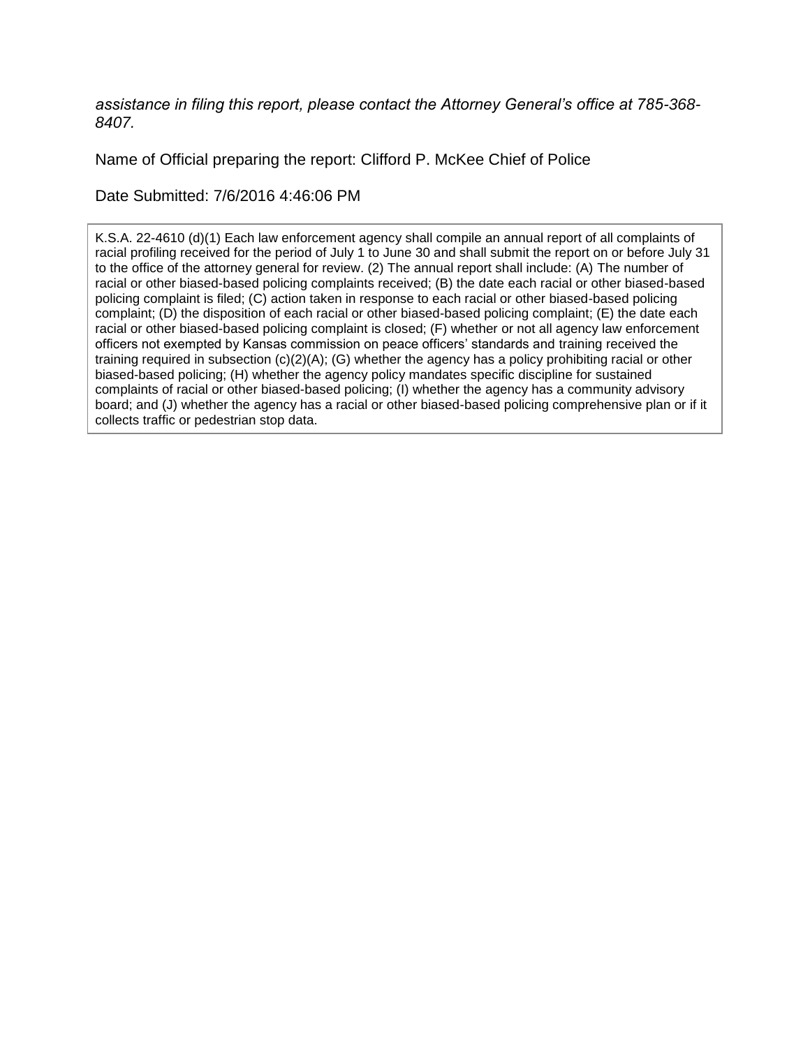*assistance in filing this report, please contact the Attorney General's office at 785-368-8407.*

Name of Official preparing the report: Clifford P. McKee Chief of Police

Date Submitted: 7/6/2016 4:46:06 PM

K.S.A. 22-4610 (d)(1) Each law enforcement agency shall compile an annual report of all complaints of racial profiling received for the period of July 1 to June 30 and shall submit the report on or before July 31 to the office of the attorney general for review. (2) The annual report shall include: (A) The number of racial or other biased-based policing complaints received; (B) the date each racial or other biased-based policing complaint is filed; (C) action taken in response to each racial or other biased-based policing complaint; (D) the disposition of each racial or other biased-based policing complaint; (E) the date each racial or other biased-based policing complaint is closed; (F) whether or not all agency law enforcement officers not exempted by Kansas commission on peace officers' standards and training received the training required in subsection (c)(2)(A); (G) whether the agency has a policy prohibiting racial or other biased-based policing; (H) whether the agency policy mandates specific discipline for sustained complaints of racial or other biased-based policing; (I) whether the agency has a community advisory board; and (J) whether the agency has a racial or other biased-based policing comprehensive plan or if it collects traffic or pedestrian stop data.